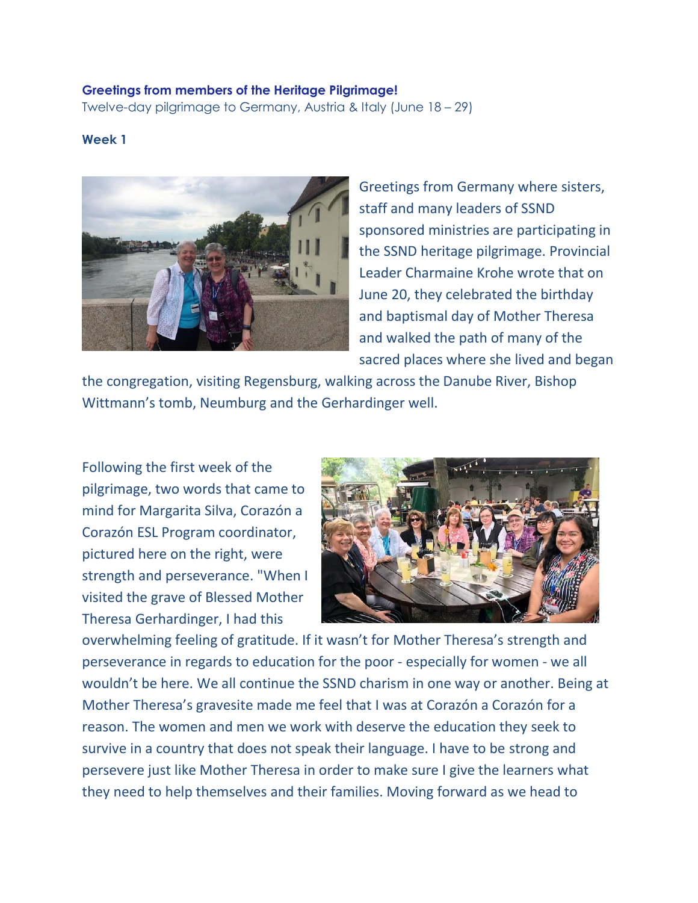**Greetings from members of the Heritage Pilgrimage!**

Twelve-day pilgrimage to Germany, Austria & Italy (June 18 – 29)

**Week 1**

Greetings from Germany where sisters, staff and many leaders of SSND sponsored ministries are participating in the SSND heritage pilgrimage. Provincial Leader Charmaine Krohe wrote that on June 20, they celebrated the birthday and baptismal day of Mother Theresa and walked the path of many of the sacred places where she lived and began the congregation, visiting Regensburg, walking across the Danube River, Bishop Wittmann's tomb, Neumburg and the Gerhardinger well.

Following the first week of the pilgrimage, two words that came to mind for Margarita Silva, Corazón a Corazón ESL Program coordinator, pictured here on the right, were strength and perseverance. "When I visited the grave of Blessed Mother Theresa Gerhardinger, I had this overwhelming feeling of gratitude. If it wasn't for Mother Theresa's strength and perseverance in regards to education for the poor - especially for women - we all wouldn't be here. We all continue the SSND charism in one way or another. Being at Mother Theresa's gravesite made me feel that I was at Corazón a Corazón for a reason. The women and men we work with deserve the education they seek to survive in a country that does not speak their language. I have to be strong and persevere just like Mother Theresa in order to make sure I give the learners what they need to help themselves and their families. Moving forward as we head to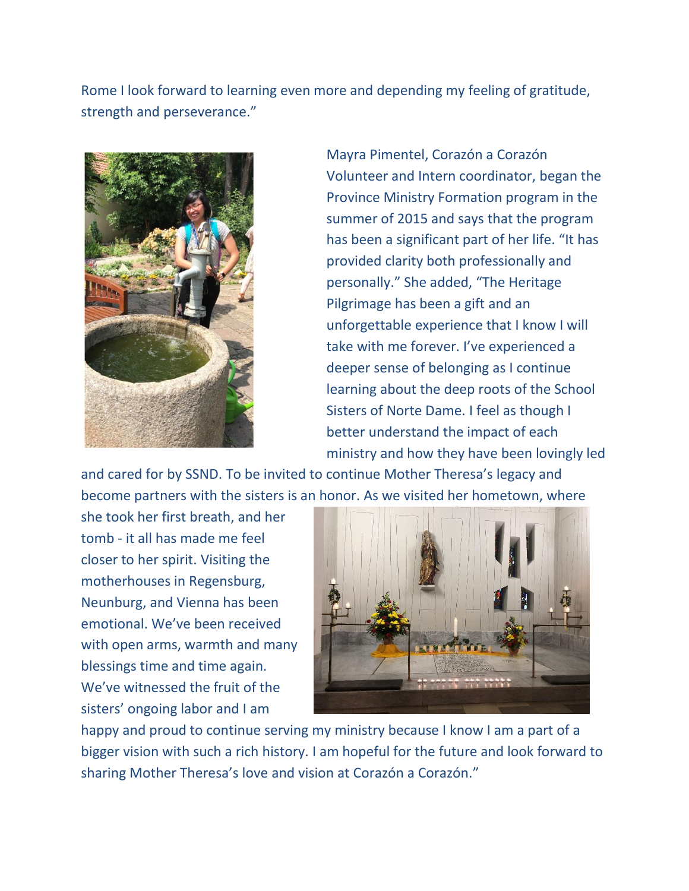Rome I look forward to learning even more and depending my feeling of gratitude, strength and perseverance."

Mayra Pimentel, Corazón a Corazón Volunteer and Intern coordinator, began the Province Ministry Formation program in the summer of 2015 and says that the program has been a significant part of her life. "It has provided clarity both professionally and personally." She added, "The Heritage Pilgrimage has been a gift and an unforgettable experience that I know I will take with me forever. I've experienced a deeper sense of belonging as I continue learning about the deep roots of the School Sisters of Norte Dame. I feel as though I better understand the impact of each ministry and how they have been lovingly led and cared for by SSND. To be invited to continue Mother Theresa's legacy and become partners with the sisters is an honor. As we visited her hometown, where she took her first breath, and her tomb - it all has made me feel closer to her spirit. Visiting the motherhouses in Regensburg, Neunburg, and Vienna has been emotional. We've been received with open arms, warmth and many blessings time and time again. We've witnessed the fruit of the sisters' ongoing labor and I am happy and proud to continue serving my ministry because I know I am a part of a bigger vision with such a rich history. I am hopeful for the future and look forward to sharing Mother Theresa's love and vision at Corazón a Corazón."